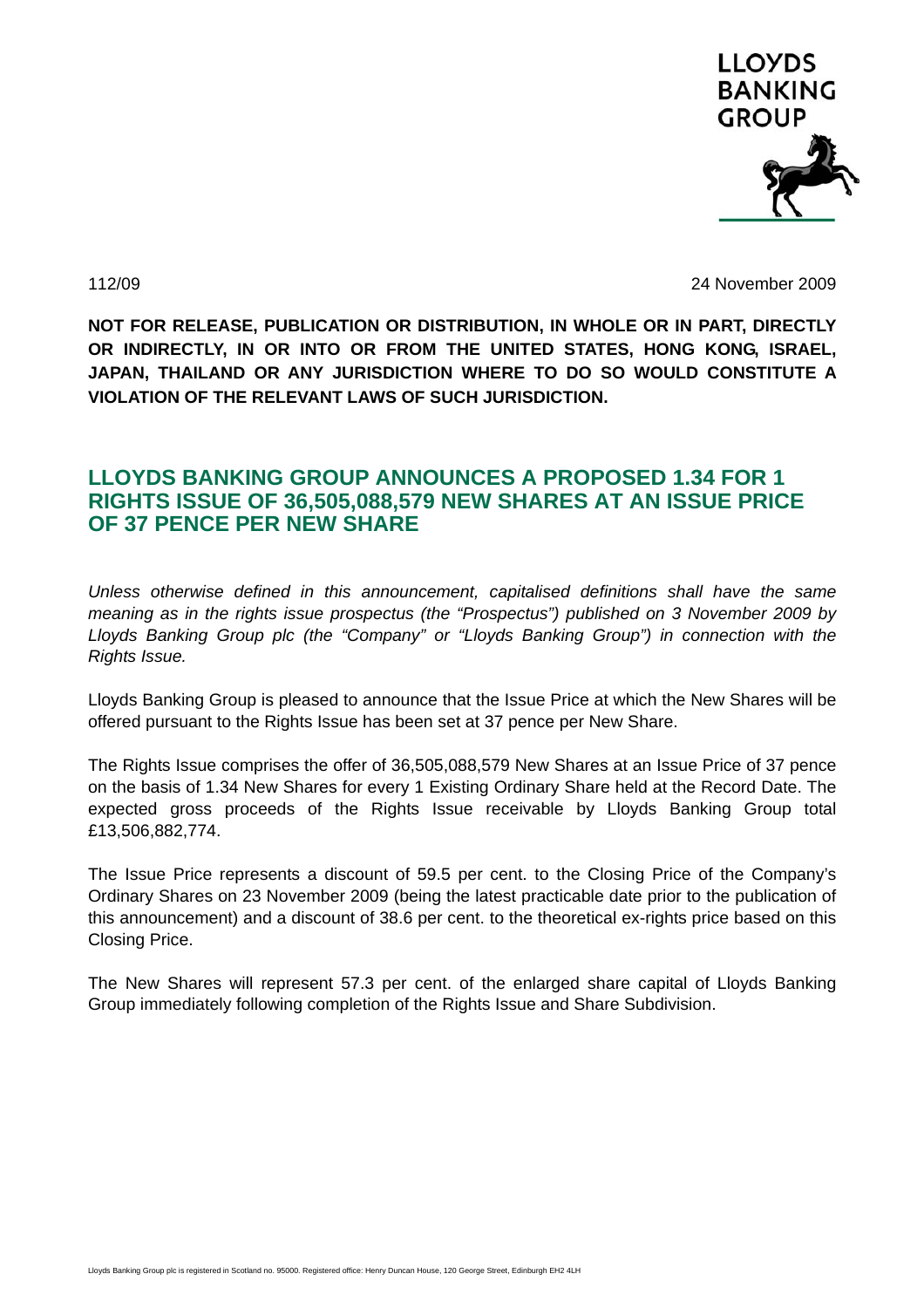112/09

24 November 2009

**NOT FOR RELEASE, PUBLICATION OR DISTRIBUTION, IN WHOLE OR IN PART, DIRECTLY OR INDIRECTLY, IN OR INTO OR FROM THE UNITED STATES, HONG KONG, ISRAEL, JAPAN, THAILAND OR ANY JURISDICTION WHERE TO DO SO WOULD CONSTITUTE A VIOLATION OF THE RELEVANT LAWS OF SUCH JURISDICTION.**

# LLOYDS BANKING GROUP ANNOUNCES A PROPOSED 1.34 FOR 1 RIGHTS ISSUE OF 36,505,088,579 NEW SHARES AT AN ISSUE PRICE OF 37 PENCE PER NEW SHARE

*Unless otherwise defined in this announcement, capitalised definitions shall have the same meaning as in the rights issue prospectus (the "Prospectus") published on 3 November 2009 by Lloyds Banking Group plc (the "Company" or "Lloyds Banking Group") in connection with the Rights Issue.*

Lloyds Banking Group is pleased to announce that the Issue Price at which the New Shares will be offered pursuant to the Rights Issue has been set at 37 pence per New Share.

The Rights Issue comprises the offer of 36,505,088,579 New Shares at an Issue Price of 37 pence on the basis of 1.34 New Shares for every 1 Existing Ordinary Share held at the Record Date. The expected gross proceeds of the Rights Issue receivable by Lloyds Banking Group total £13,506,882,774.

The Issue Price represents a discount of 59.5 per cent. to the Closing Price of the Company's Ordinary Shares on 23 November 2009 (being the latest practicable date prior to the publication of this announcement) and a discount of 38.6 per cent. to the theoretical ex-rights price based on this Closing Price.

The New Shares will represent 57.3 per cent. of the enlarged share capital of Lloyds Banking Group immediately following completion of the Rights Issue and Share Subdivision.

Lloyds Banking Group plc is registered in Scotland no. 95000. Registered office: Henry Duncan House, 120 George Street, Edinburgh EH2 4LH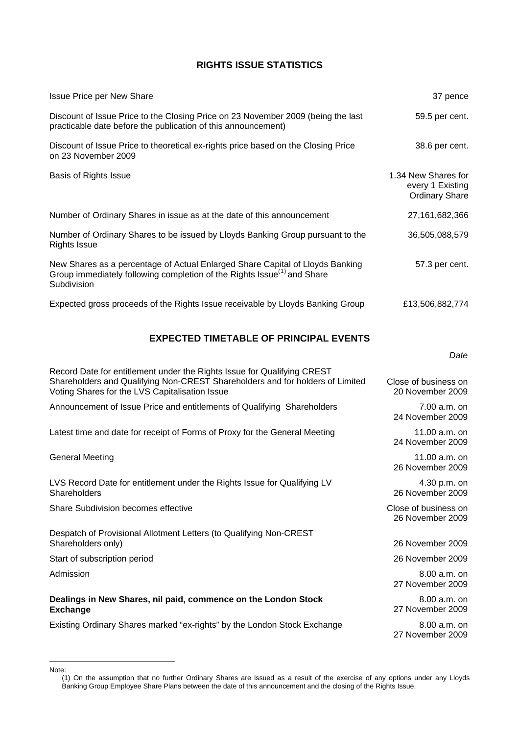## RIGHTS ISSUE STATISTICS

| | |
|---|---|
| Issue Price per New Share | 37 pence |
| Discount of Issue Price to the Closing Price on 23 November 2009 (being the last practicable date before the publication of this announcement) | 59.5 per cent. |
| Discount of Issue Price to theoretical ex-rights price based on the Closing Price on 23 November 2009 | 38.6 per cent. |
| Basis of Rights Issue | 1.34 New Shares for every 1 Existing Ordinary Share |
| Number of Ordinary Shares in issue as at the date of this announcement | 27,161,682,366 |
| Number of Ordinary Shares to be issued by Lloyds Banking Group pursuant to the Rights Issue | 36,505,088,579 |
| New Shares as a percentage of Actual Enlarged Share Capital of Lloyds Banking Group immediately following completion of the Rights Issue[(1)] and Share Subdivision | 57.3 per cent. |
| Expected gross proceeds of the Rights Issue receivable by Lloyds Banking Group | £13,506,882,774 |

## EXPECTED TIMETABLE OF PRINCIPAL EVENTS

| | *Date* |
|---|---|
| Record Date for entitlement under the Rights Issue for Qualifying CREST Shareholders and Qualifying Non-CREST Shareholders and for holders of Limited Voting Shares for the LVS Capitalisation Issue | Close of business on 20 November 2009 |
| Announcement of Issue Price and entitlements of Qualifying Shareholders | 7.00 a.m. on 24 November 2009 |
| Latest time and date for receipt of Forms of Proxy for the General Meeting | 11.00 a.m. on 24 November 2009 |
| General Meeting | 11.00 a.m. on 26 November 2009 |
| LVS Record Date for entitlement under the Rights Issue for Qualifying LV Shareholders | 4.30 p.m. on 26 November 2009 |
| Share Subdivision becomes effective | Close of business on 26 November 2009 |
| Despatch of Provisional Allotment Letters (to Qualifying Non-CREST Shareholders only) | 26 November 2009 |
| Start of subscription period | 26 November 2009 |
| Admission | 8.00 a.m. on 27 November 2009 |
| **Dealings in New Shares, nil paid, commence on the London Stock Exchange** | 8.00 a.m. on 27 November 2009 |
| Existing Ordinary Shares marked "ex-rights" by the London Stock Exchange | 8.00 a.m. on 27 November 2009 |

Note:
(1) On the assumption that no further Ordinary Shares are issued as a result of the exercise of any options under any Lloyds Banking Group Employee Share Plans between the date of this announcement and the closing of the Rights Issue.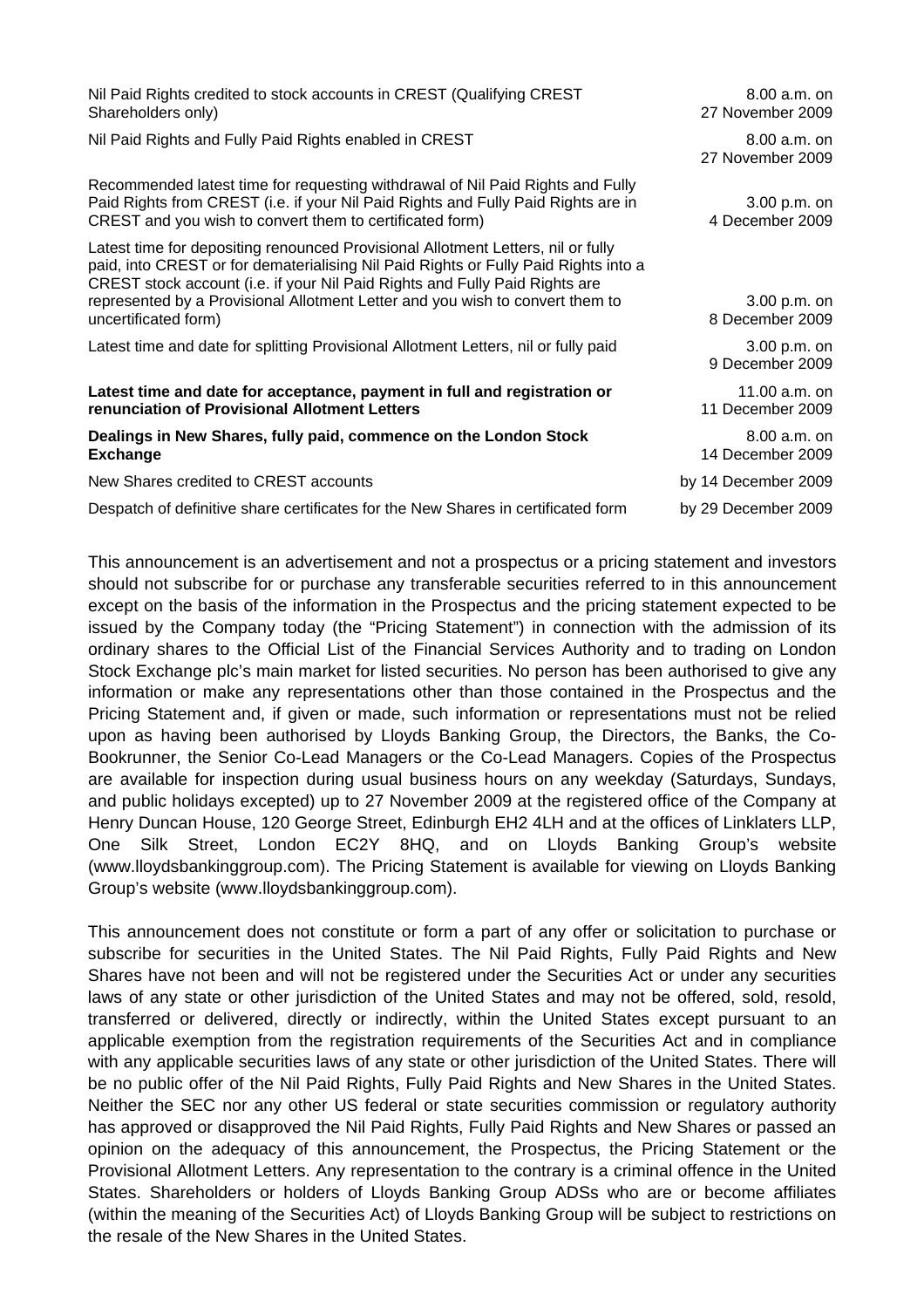| | |
|---|---|
| Nil Paid Rights credited to stock accounts in CREST (Qualifying CREST Shareholders only) | 8.00 a.m. on 27 November 2009 |
| Nil Paid Rights and Fully Paid Rights enabled in CREST | 8.00 a.m. on 27 November 2009 |
| Recommended latest time for requesting withdrawal of Nil Paid Rights and Fully Paid Rights from CREST (i.e. if your Nil Paid Rights and Fully Paid Rights are in CREST and you wish to convert them to certificated form) | 3.00 p.m. on 4 December 2009 |
| Latest time for depositing renounced Provisional Allotment Letters, nil or fully paid, into CREST or for dematerialising Nil Paid Rights or Fully Paid Rights into a CREST stock account (i.e. if your Nil Paid Rights and Fully Paid Rights are represented by a Provisional Allotment Letter and you wish to convert them to uncertificated form) | 3.00 p.m. on 8 December 2009 |
| Latest time and date for splitting Provisional Allotment Letters, nil or fully paid | 3.00 p.m. on 9 December 2009 |
| **Latest time and date for acceptance, payment in full and registration or renunciation of Provisional Allotment Letters** | 11.00 a.m. on 11 December 2009 |
| **Dealings in New Shares, fully paid, commence on the London Stock Exchange** | 8.00 a.m. on 14 December 2009 |
| New Shares credited to CREST accounts | by 14 December 2009 |
| Despatch of definitive share certificates for the New Shares in certificated form | by 29 December 2009 |

This announcement is an advertisement and not a prospectus or a pricing statement and investors should not subscribe for or purchase any transferable securities referred to in this announcement except on the basis of the information in the Prospectus and the pricing statement expected to be issued by the Company today (the "Pricing Statement") in connection with the admission of its ordinary shares to the Official List of the Financial Services Authority and to trading on London Stock Exchange plc's main market for listed securities. No person has been authorised to give any information or make any representations other than those contained in the Prospectus and the Pricing Statement and, if given or made, such information or representations must not be relied upon as having been authorised by Lloyds Banking Group, the Directors, the Banks, the Co-Bookrunner, the Senior Co-Lead Managers or the Co-Lead Managers. Copies of the Prospectus are available for inspection during usual business hours on any weekday (Saturdays, Sundays, and public holidays excepted) up to 27 November 2009 at the registered office of the Company at Henry Duncan House, 120 George Street, Edinburgh EH2 4LH and at the offices of Linklaters LLP, One Silk Street, London EC2Y 8HQ, and on Lloyds Banking Group's website (www.lloydsbankinggroup.com). The Pricing Statement is available for viewing on Lloyds Banking Group's website (www.lloydsbankinggroup.com).

This announcement does not constitute or form a part of any offer or solicitation to purchase or subscribe for securities in the United States. The Nil Paid Rights, Fully Paid Rights and New Shares have not been and will not be registered under the Securities Act or under any securities laws of any state or other jurisdiction of the United States and may not be offered, sold, resold, transferred or delivered, directly or indirectly, within the United States except pursuant to an applicable exemption from the registration requirements of the Securities Act and in compliance with any applicable securities laws of any state or other jurisdiction of the United States. There will be no public offer of the Nil Paid Rights, Fully Paid Rights and New Shares in the United States. Neither the SEC nor any other US federal or state securities commission or regulatory authority has approved or disapproved the Nil Paid Rights, Fully Paid Rights and New Shares or passed an opinion on the adequacy of this announcement, the Prospectus, the Pricing Statement or the Provisional Allotment Letters. Any representation to the contrary is a criminal offence in the United States. Shareholders or holders of Lloyds Banking Group ADSs who are or become affiliates (within the meaning of the Securities Act) of Lloyds Banking Group will be subject to restrictions on the resale of the New Shares in the United States.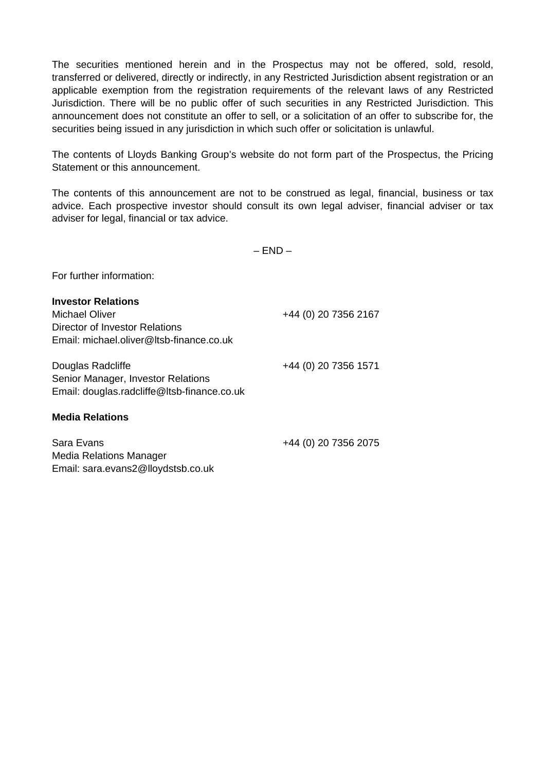The securities mentioned herein and in the Prospectus may not be offered, sold, resold, transferred or delivered, directly or indirectly, in any Restricted Jurisdiction absent registration or an applicable exemption from the registration requirements of the relevant laws of any Restricted Jurisdiction. There will be no public offer of such securities in any Restricted Jurisdiction. This announcement does not constitute an offer to sell, or a solicitation of an offer to subscribe for, the securities being issued in any jurisdiction in which such offer or solicitation is unlawful.

The contents of Lloyds Banking Group's website do not form part of the Prospectus, the Pricing Statement or this announcement.

The contents of this announcement are not to be construed as legal, financial, business or tax advice. Each prospective investor should consult its own legal adviser, financial adviser or tax adviser for legal, financial or tax advice.

– END –

For further information:

**Investor Relations**

Michael Oliver — +44 (0) 20 7356 2167
Director of Investor Relations
Email: michael.oliver@ltsb-finance.co.uk

Douglas Radcliffe — +44 (0) 20 7356 1571
Senior Manager, Investor Relations
Email: douglas.radcliffe@ltsb-finance.co.uk

**Media Relations**

Sara Evans — +44 (0) 20 7356 2075
Media Relations Manager
Email: sara.evans2@lloydstsb.co.uk